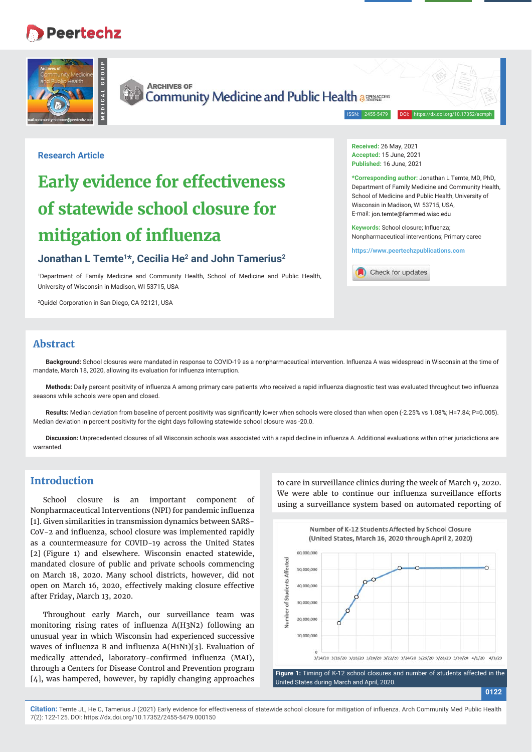Research Article

# Early evidence for effectiveness of statewide school closure for mitigation of influenza

**Jonathan L Temte[1]*, Cecilia He[2] and John Tamerius[2]**

[1]Department of Family Medicine and Community Health, School of Medicine and Public Health, University of Wisconsin in Madison, WI 53715, USA

[2]Quidel Corporation in San Diego, CA 92121, USA

**Received:** 26 May, 2021
**Accepted:** 15 June, 2021
**Published:** 16 June, 2021

***Corresponding author:** Jonathan L Temte, MD, PhD, Department of Family Medicine and Community Health, School of Medicine and Public Health, University of Wisconsin in Madison, WI 53715, USA, E-mail: jon.temte@fammed.wisc.edu

**Keywords:** School closure; Influenza; Nonpharmaceutical interventions; Primary carec

https://www.peertechzpublications.com

## Abstract

**Background:** School closures were mandated in response to COVID-19 as a nonpharmaceutical intervention. Influenza A was widespread in Wisconsin at the time of mandate, March 18, 2020, allowing its evaluation for influenza interruption.

**Methods:** Daily percent positivity of influenza A among primary care patients who received a rapid influenza diagnostic test was evaluated throughout two influenza seasons while schools were open and closed.

**Results:** Median deviation from baseline of percent positivity was significantly lower when schools were closed than when open (-2.25% vs 1.08%; H=7.84; P=0.005). Median deviation in percent positivity for the eight days following statewide school closure was -20.0.

**Discussion:** Unprecedented closures of all Wisconsin schools was associated with a rapid decline in influenza A. Additional evaluations within other jurisdictions are warranted.

## Introduction

School closure is an important component of Nonpharmaceutical Interventions (NPI) for pandemic influenza [1]. Given similarities in transmission dynamics between SARS-CoV-2 and influenza, school closure was implemented rapidly as a countermeasure for COVID-19 across the United States [2] (Figure 1) and elsewhere. Wisconsin enacted statewide, mandated closure of public and private schools commencing on March 18, 2020. Many school districts, however, did not open on March 16, 2020, effectively making closure effective after Friday, March 13, 2020.

Throughout early March, our surveillance team was monitoring rising rates of influenza A(H3N2) following an unusual year in which Wisconsin had experienced successive waves of influenza B and influenza A(H1N1)[3]. Evaluation of medically attended, laboratory-confirmed influenza (MAI), through a Centers for Disease Control and Prevention program [4], was hampered, however, by rapidly changing approaches to care in surveillance clinics during the week of March 9, 2020. We were able to continue our influenza surveillance efforts using a surveillance system based on automated reporting of

Number of K-12 Students Affected by School Closure (United States, March 16, 2020 through April 2, 2020)

**Figure 1:** Timing of K-12 school closures and number of students affected in the United States during March and April, 2020.

**Citation:** Temte JL, He C, Tamerius J (2021) Early evidence for effectiveness of statewide school closure for mitigation of influenza. Arch Community Med Public Health 7(2): 122-125. DOI: https://dx.doi.org/10.17352/2455-5479.000150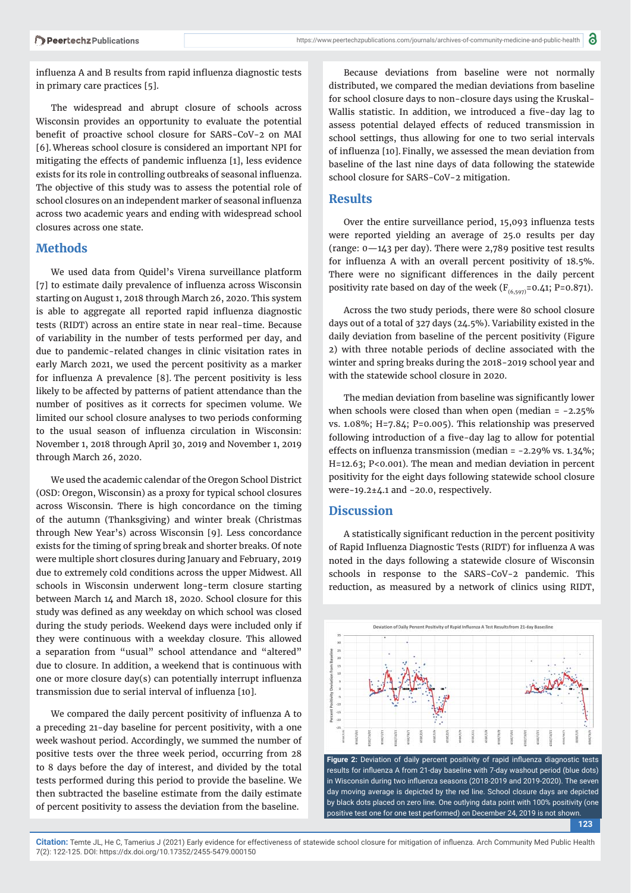influenza A and B results from rapid influenza diagnostic tests in primary care practices [5].

The widespread and abrupt closure of schools across Wisconsin provides an opportunity to evaluate the potential benefit of proactive school closure for SARS-CoV-2 on MAI [6]. Whereas school closure is considered an important NPI for mitigating the effects of pandemic influenza [1], less evidence exists for its role in controlling outbreaks of seasonal influenza. The objective of this study was to assess the potential role of school closures on an independent marker of seasonal influenza across two academic years and ending with widespread school closures across one state.

## Methods

We used data from Quidel's Virena surveillance platform [7] to estimate daily prevalence of influenza across Wisconsin starting on August 1, 2018 through March 26, 2020. This system is able to aggregate all reported rapid influenza diagnostic tests (RIDT) across an entire state in near real-time. Because of variability in the number of tests performed per day, and due to pandemic-related changes in clinic visitation rates in early March 2021, we used the percent positivity as a marker for influenza A prevalence [8]. The percent positivity is less likely to be affected by patterns of patient attendance than the number of positives as it corrects for specimen volume. We limited our school closure analyses to two periods conforming to the usual season of influenza circulation in Wisconsin: November 1, 2018 through April 30, 2019 and November 1, 2019 through March 26, 2020.

We used the academic calendar of the Oregon School District (OSD: Oregon, Wisconsin) as a proxy for typical school closures across Wisconsin. There is high concordance on the timing of the autumn (Thanksgiving) and winter break (Christmas through New Year's) across Wisconsin [9]. Less concordance exists for the timing of spring break and shorter breaks. Of note were multiple short closures during January and February, 2019 due to extremely cold conditions across the upper Midwest. All schools in Wisconsin underwent long-term closure starting between March 14 and March 18, 2020. School closure for this study was defined as any weekday on which school was closed during the study periods. Weekend days were included only if they were continuous with a weekday closure. This allowed a separation from "usual" school attendance and "altered" due to closure. In addition, a weekend that is continuous with one or more closure day(s) can potentially interrupt influenza transmission due to serial interval of influenza [10].

We compared the daily percent positivity of influenza A to a preceding 21-day baseline for percent positivity, with a one week washout period. Accordingly, we summed the number of positive tests over the three week period, occurring from 28 to 8 days before the day of interest, and divided by the total tests performed during this period to provide the baseline. We then subtracted the baseline estimate from the daily estimate of percent positivity to assess the deviation from the baseline.

Because deviations from baseline were not normally distributed, we compared the median deviations from baseline for school closure days to non-closure days using the Kruskal-Wallis statistic. In addition, we introduced a five-day lag to assess potential delayed effects of reduced transmission in school settings, thus allowing for one to two serial intervals of influenza [10]. Finally, we assessed the mean deviation from baseline of the last nine days of data following the statewide school closure for SARS-CoV-2 mitigation.

## Results

Over the entire surveillance period, 15,093 influenza tests were reported yielding an average of 25.0 results per day (range: 0—143 per day). There were 2,789 positive test results for influenza A with an overall percent positivity of 18.5%. There were no significant differences in the daily percent positivity rate based on day of the week ($F_{(6,597)}=0.41$; P=0.871).

Across the two study periods, there were 80 school closure days out of a total of 327 days (24.5%). Variability existed in the daily deviation from baseline of the percent positivity (Figure 2) with three notable periods of decline associated with the winter and spring breaks during the 2018-2019 school year and with the statewide school closure in 2020.

The median deviation from baseline was significantly lower when schools were closed than when open (median = -2.25% vs. 1.08%; H=7.84; P=0.005). This relationship was preserved following introduction of a five-day lag to allow for potential effects on influenza transmission (median = -2.29% vs. 1.34%; H=12.63; P<0.001). The mean and median deviation in percent positivity for the eight days following statewide school closure were-19.2±4.1 and -20.0, respectively.

## Discussion

A statistically significant reduction in the percent positivity of Rapid Influenza Diagnostic Tests (RIDT) for influenza A was noted in the days following a statewide closure of Wisconsin schools in response to the SARS-CoV-2 pandemic. This reduction, as measured by a network of clinics using RIDT,

**Figure 2:** Deviation of daily percent positivity of rapid influenza diagnostic tests results for influenza A from 21-day baseline with 7-day washout period (blue dots) in Wisconsin during two influenza seasons (2018-2019 and 2019-2020). The seven day moving average is depicted by the red line. School closure days are depicted by black dots placed on zero line. One outlying data point with 100% positivity (one positive test one for one test performed) on December 24, 2019 is not shown.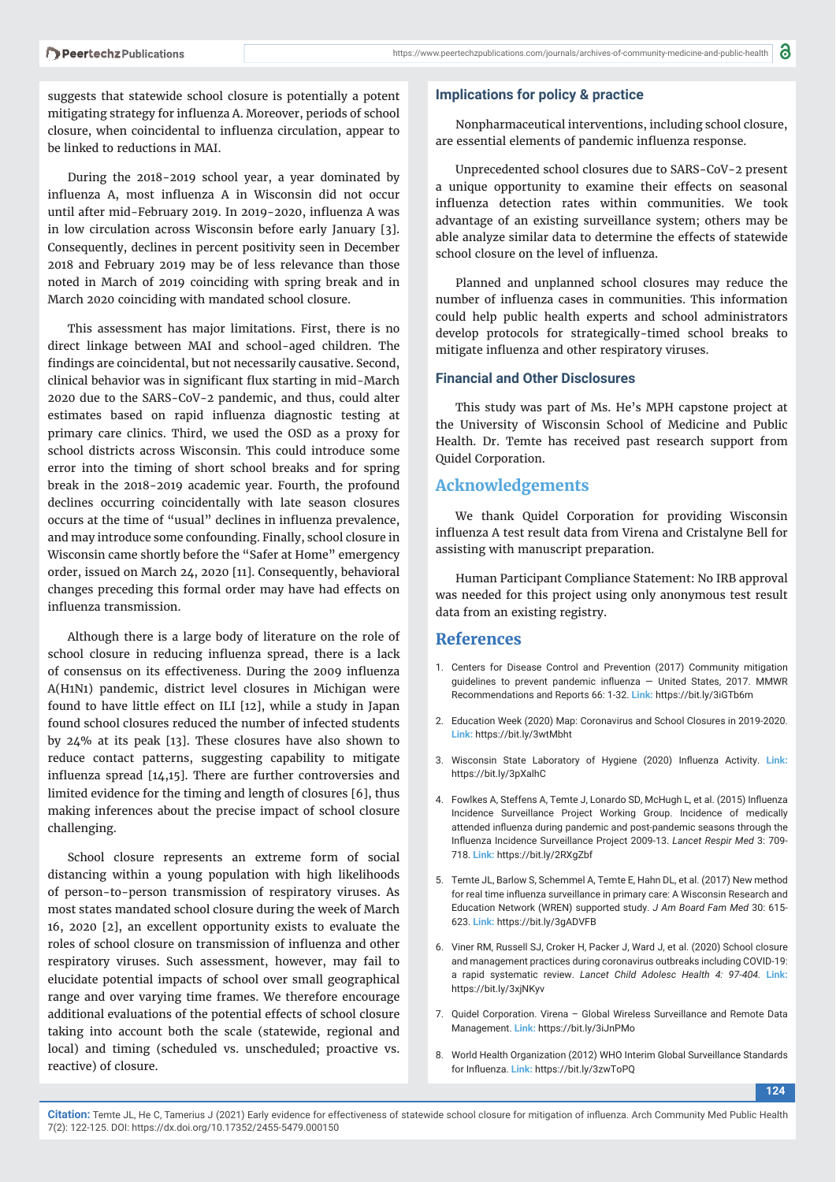suggests that statewide school closure is potentially a potent mitigating strategy for influenza A. Moreover, periods of school closure, when coincidental to influenza circulation, appear to be linked to reductions in MAI.

During the 2018-2019 school year, a year dominated by influenza A, most influenza A in Wisconsin did not occur until after mid-February 2019. In 2019-2020, influenza A was in low circulation across Wisconsin before early January [3]. Consequently, declines in percent positivity seen in December 2018 and February 2019 may be of less relevance than those noted in March of 2019 coinciding with spring break and in March 2020 coinciding with mandated school closure.

This assessment has major limitations. First, there is no direct linkage between MAI and school-aged children. The findings are coincidental, but not necessarily causative. Second, clinical behavior was in significant flux starting in mid-March 2020 due to the SARS-CoV-2 pandemic, and thus, could alter estimates based on rapid influenza diagnostic testing at primary care clinics. Third, we used the OSD as a proxy for school districts across Wisconsin. This could introduce some error into the timing of short school breaks and for spring break in the 2018-2019 academic year. Fourth, the profound declines occurring coincidentally with late season closures occurs at the time of "usual" declines in influenza prevalence, and may introduce some confounding. Finally, school closure in Wisconsin came shortly before the "Safer at Home" emergency order, issued on March 24, 2020 [11]. Consequently, behavioral changes preceding this formal order may have had effects on influenza transmission.

Although there is a large body of literature on the role of school closure in reducing influenza spread, there is a lack of consensus on its effectiveness. During the 2009 influenza A(H1N1) pandemic, district level closures in Michigan were found to have little effect on ILI [12], while a study in Japan found school closures reduced the number of infected students by 24% at its peak [13]. These closures have also shown to reduce contact patterns, suggesting capability to mitigate influenza spread [14,15]. There are further controversies and limited evidence for the timing and length of closures [6], thus making inferences about the precise impact of school closure challenging.

School closure represents an extreme form of social distancing within a young population with high likelihoods of person-to-person transmission of respiratory viruses. As most states mandated school closure during the week of March 16, 2020 [2], an excellent opportunity exists to evaluate the roles of school closure on transmission of influenza and other respiratory viruses. Such assessment, however, may fail to elucidate potential impacts of school over small geographical range and over varying time frames. We therefore encourage additional evaluations of the potential effects of school closure taking into account both the scale (statewide, regional and local) and timing (scheduled vs. unscheduled; proactive vs. reactive) of closure.

### Implications for policy & practice

Nonpharmaceutical interventions, including school closure, are essential elements of pandemic influenza response.

Unprecedented school closures due to SARS-CoV-2 present a unique opportunity to examine their effects on seasonal influenza detection rates within communities. We took advantage of an existing surveillance system; others may be able analyze similar data to determine the effects of statewide school closure on the level of influenza.

Planned and unplanned school closures may reduce the number of influenza cases in communities. This information could help public health experts and school administrators develop protocols for strategically-timed school breaks to mitigate influenza and other respiratory viruses.

### Financial and Other Disclosures

This study was part of Ms. He's MPH capstone project at the University of Wisconsin School of Medicine and Public Health. Dr. Temte has received past research support from Quidel Corporation.

## Acknowledgements

We thank Quidel Corporation for providing Wisconsin influenza A test result data from Virena and Cristalyne Bell for assisting with manuscript preparation.

Human Participant Compliance Statement: No IRB approval was needed for this project using only anonymous test result data from an existing registry.

## References

1. Centers for Disease Control and Prevention (2017) Community mitigation guidelines to prevent pandemic influenza — United States, 2017. MMWR Recommendations and Reports 66: 1-32. **Link:** https://bit.ly/3iGTb6m
2. Education Week (2020) Map: Coronavirus and School Closures in 2019-2020. **Link:** https://bit.ly/3wtMbht
3. Wisconsin State Laboratory of Hygiene (2020) Influenza Activity. **Link:** https://bit.ly/3pXalhC
4. Fowlkes A, Steffens A, Temte J, Lonardo SD, McHugh L, et al. (2015) Influenza Incidence Surveillance Project Working Group. Incidence of medically attended influenza during pandemic and post-pandemic seasons through the Influenza Incidence Surveillance Project 2009-13. *Lancet Respir Med* 3: 709-718. **Link:** https://bit.ly/2RXgZbf
5. Temte JL, Barlow S, Schemmel A, Temte E, Hahn DL, et al. (2017) New method for real time influenza surveillance in primary care: A Wisconsin Research and Education Network (WREN) supported study. *J Am Board Fam Med* 30: 615-623. **Link:** https://bit.ly/3gADVFB
6. Viner RM, Russell SJ, Croker H, Packer J, Ward J, et al. (2020) School closure and management practices during coronavirus outbreaks including COVID-19: a rapid systematic review. *Lancet Child Adolesc Health 4: 97-404*. **Link:** https://bit.ly/3xjNKyv
7. Quidel Corporation. Virena – Global Wireless Surveillance and Remote Data Management. **Link:** https://bit.ly/3iJnPMo
8. World Health Organization (2012) WHO Interim Global Surveillance Standards for Influenza. **Link:** https://bit.ly/3zwToPQ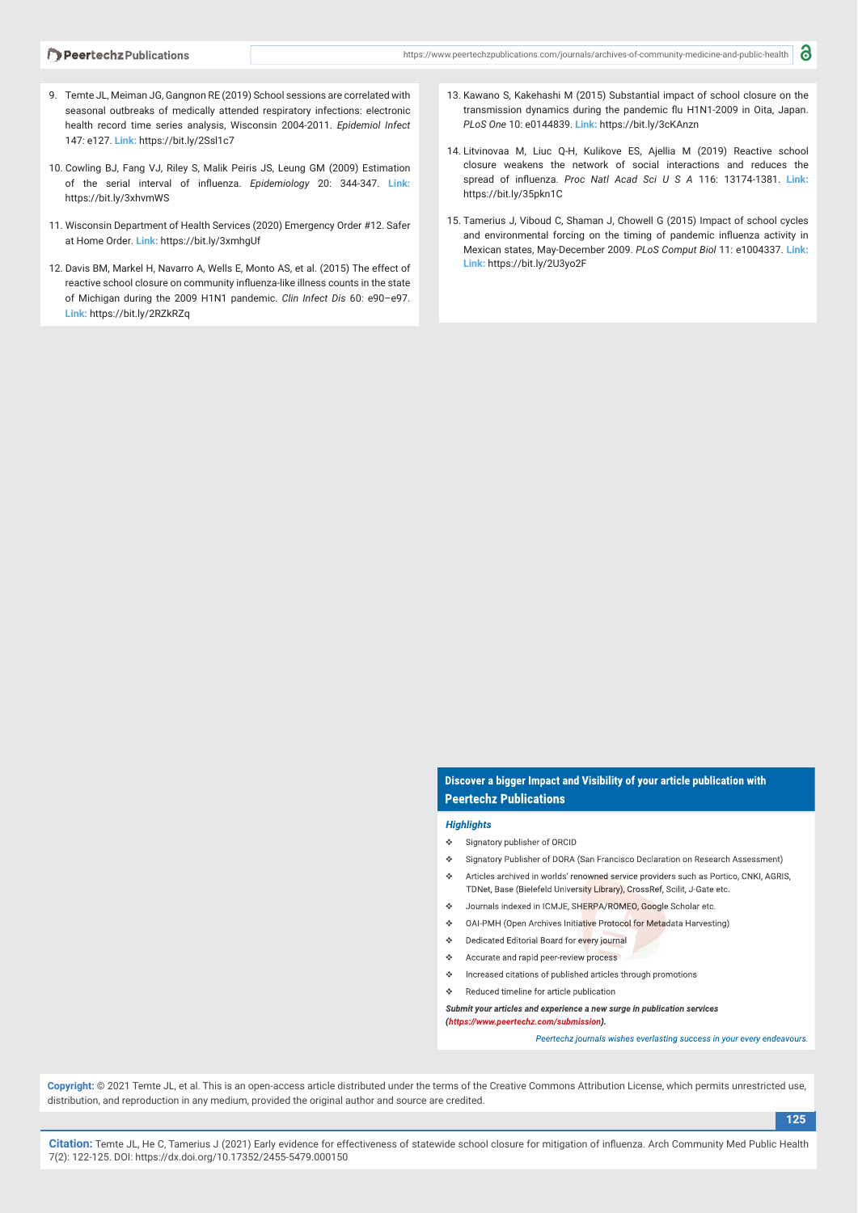9. Temte JL, Meiman JG, Gangnon RE (2019) School sessions are correlated with seasonal outbreaks of medically attended respiratory infections: electronic health record time series analysis, Wisconsin 2004-2011. *Epidemiol Infect* 147: e127. **Link:** https://bit.ly/2Ssl1c7

10. Cowling BJ, Fang VJ, Riley S, Malik Peiris JS, Leung GM (2009) Estimation of the serial interval of influenza. *Epidemiology* 20: 344-347. **Link:** https://bit.ly/3xhvmWS

11. Wisconsin Department of Health Services (2020) Emergency Order #12. Safer at Home Order. **Link:** https://bit.ly/3xmhgUf

12. Davis BM, Markel H, Navarro A, Wells E, Monto AS, et al. (2015) The effect of reactive school closure on community influenza-like illness counts in the state of Michigan during the 2009 H1N1 pandemic. *Clin Infect Dis* 60: e90–e97. **Link:** https://bit.ly/2RZkRZq

13. Kawano S, Kakehashi M (2015) Substantial impact of school closure on the transmission dynamics during the pandemic flu H1N1-2009 in Oita, Japan. *PLoS One* 10: e0144839. **Link:** https://bit.ly/3cKAnzn

14. Litvinovaa M, Liuc Q-H, Kulikove ES, Ajellia M (2019) Reactive school closure weakens the network of social interactions and reduces the spread of influenza. *Proc Natl Acad Sci U S A* 116: 13174-1381. **Link:** https://bit.ly/35pkn1C

15. Tamerius J, Viboud C, Shaman J, Chowell G (2015) Impact of school cycles and environmental forcing on the timing of pandemic influenza activity in Mexican states, May-December 2009. *PLoS Comput Biol* 11: e1004337. **Link: Link:** https://bit.ly/2U3yo2F

**Discover a bigger Impact and Visibility of your article publication with Peertechz Publications**

***Highlights***

- Signatory publisher of ORCID
- Signatory Publisher of DORA (San Francisco Declaration on Research Assessment)
- Articles archived in worlds' renowned service providers such as Portico, CNKI, AGRIS, TDNet, Base (Bielefeld University Library), CrossRef, Scilit, J-Gate etc.
- Journals indexed in ICMJE, SHERPA/ROMEO, Google Scholar etc.
- OAI-PMH (Open Archives Initiative Protocol for Metadata Harvesting)
- Dedicated Editorial Board for every journal
- Accurate and rapid peer-review process
- Increased citations of published articles through promotions
- Reduced timeline for article publication

***Submit your articles and experience a new surge in publication services (https://www.peertechz.com/submission).***

*Peertechz journals wishes everlasting success in your every endeavours.*

**Copyright:** © 2021 Temte JL, et al. This is an open-access article distributed under the terms of the Creative Commons Attribution License, which permits unrestricted use, distribution, and reproduction in any medium, provided the original author and source are credited.